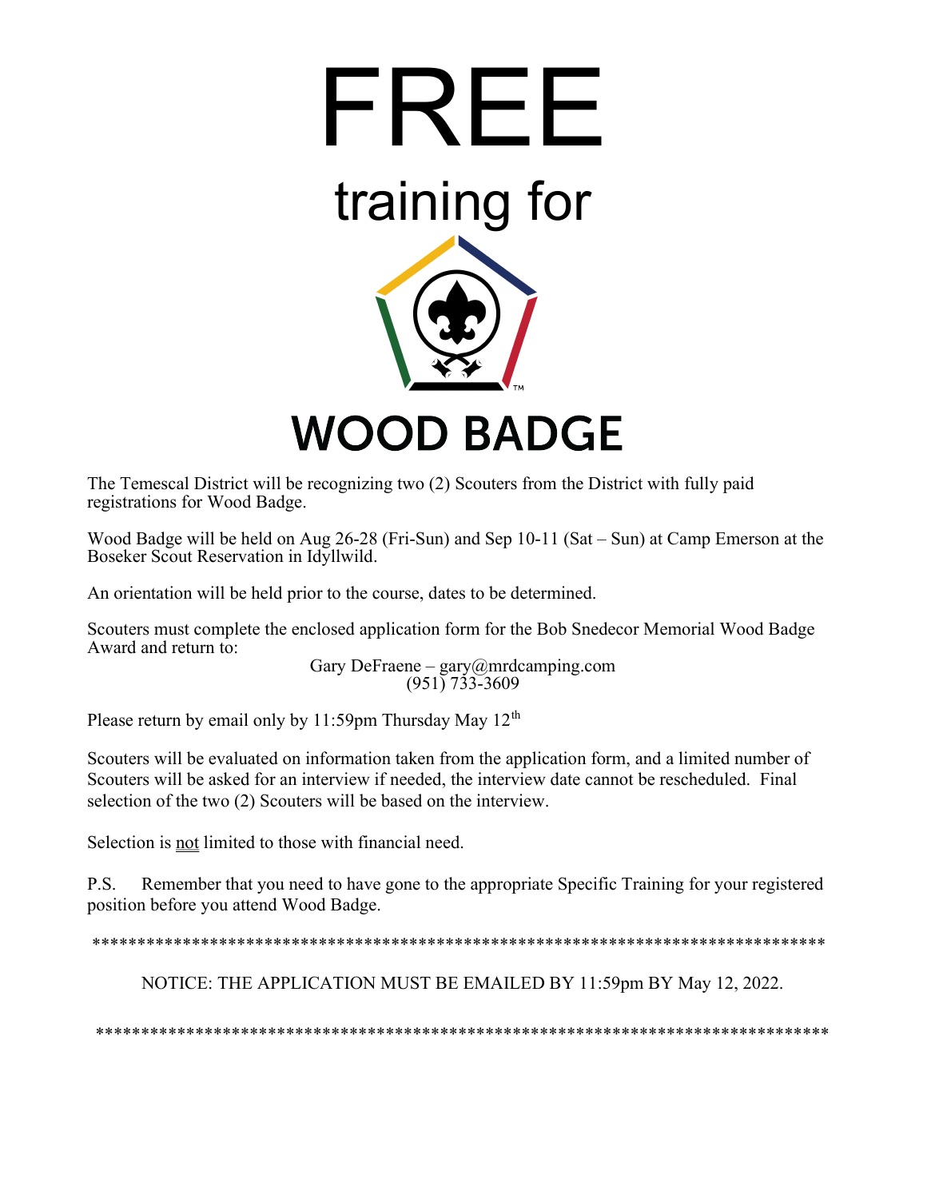# FREE

## training for

# WOOD BADGE

The Temescal District will be recognizing two (2) Scouters from the District with fully paid registrations for Wood Badge.

Wood Badge will be held on Aug 26-28 (Fri-Sun) and Sep 10-11 (Sat – Sun) at Camp Emerson at the Boseker Scout Reservation in Idyllwild.

An orientation will be held prior to the course, dates to be determined.

Scouters must complete the enclosed application form for the Bob Snedecor Memorial Wood Badge Award and return to:

Gary DeFraene – gary@mrdcamping.com
(951) 733-3609

Please return by email only by 11:59pm Thursday May 12th

Scouters will be evaluated on information taken from the application form, and a limited number of Scouters will be asked for an interview if needed, the interview date cannot be rescheduled. Final selection of the two (2) Scouters will be based on the interview.

Selection is <u>not</u> limited to those with financial need.

P.S. Remember that you need to have gone to the appropriate Specific Training for your registered position before you attend Wood Badge.

*************************************************************************************

NOTICE: THE APPLICATION MUST BE EMAILED BY 11:59pm BY May 12, 2022.

*************************************************************************************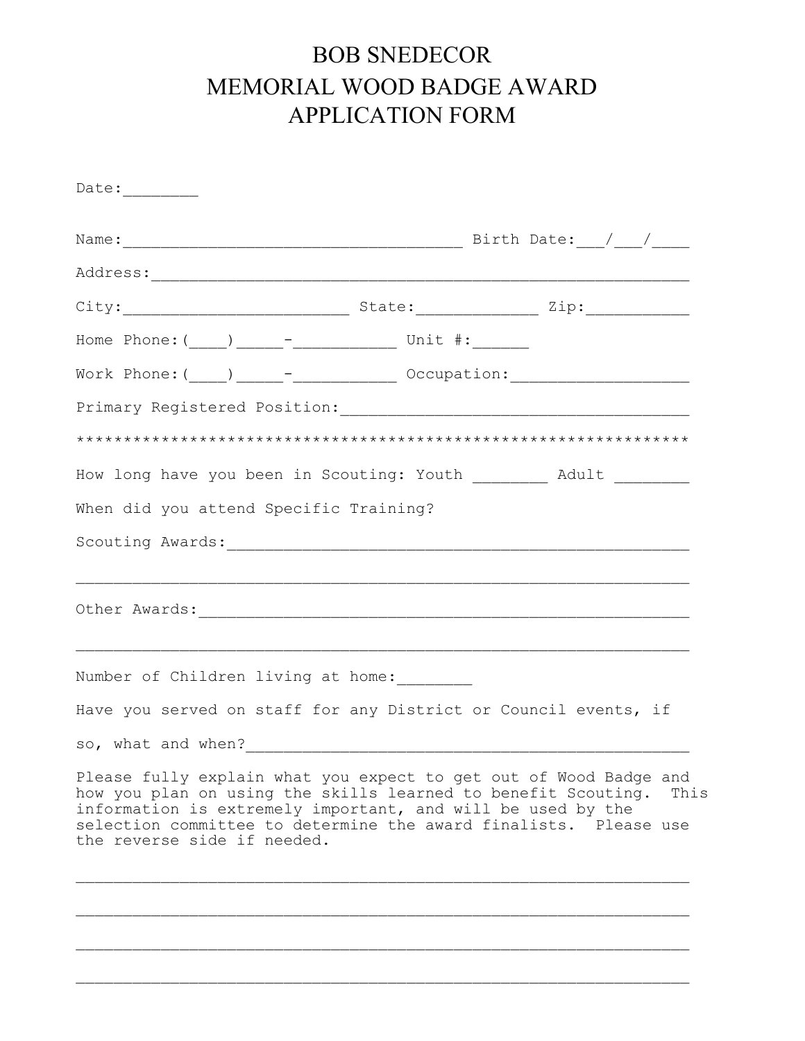# BOB SNEDECOR
# MEMORIAL WOOD BADGE AWARD
# APPLICATION FORM

Date:________

Name:____________________________________ Birth Date:___/___/____

Address:__________________________________________________________

City:________________________ State:____________ Zip:___________

Home Phone:(____)_____-___________ Unit #:______

Work Phone:(____)_____-___________ Occupation:___________________

Primary Registered Position:_____________________________________

*****************************************************************

How long have you been in Scouting: Youth ________ Adult ________

When did you attend Specific Training?

Scouting Awards:_________________________________________________

_________________________________________________________________

Other Awards:____________________________________________________

_________________________________________________________________

Number of Children living at home:________

Have you served on staff for any District or Council events, if

so, what and when?_______________________________________________

Please fully explain what you expect to get out of Wood Badge and how you plan on using the skills learned to benefit Scouting. This information is extremely important, and will be used by the selection committee to determine the award finalists. Please use the reverse side if needed.

_________________________________________________________________

_________________________________________________________________

_________________________________________________________________

_________________________________________________________________